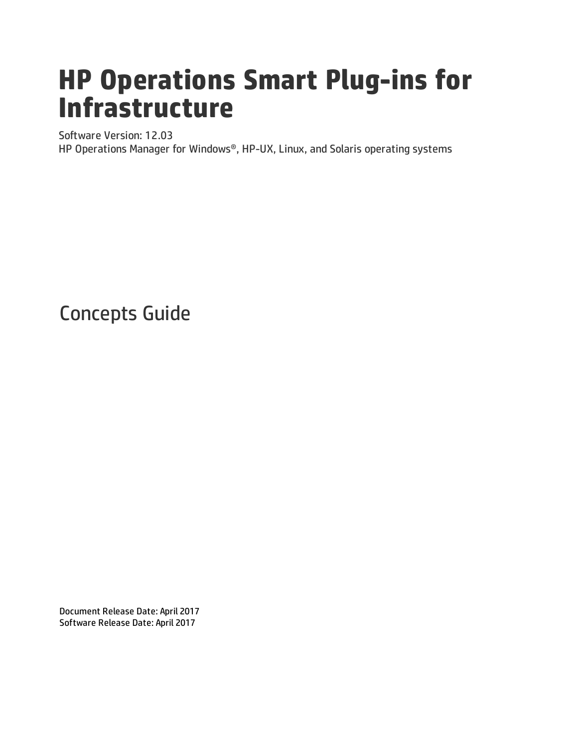# HP Operations Smart Plug-ins for Infrastructure

Software Version: 12.03

HP Operations Manager for Windows®, HP-UX, Linux, and Solaris operating systems

## Concepts Guide

Document Release Date: April 2017

Software Release Date: April 2017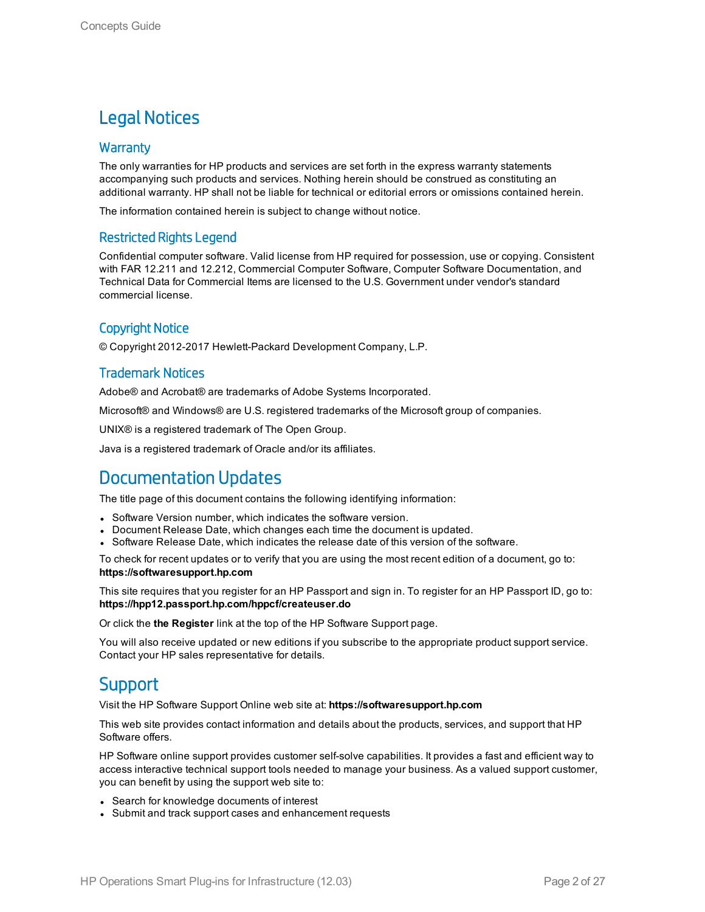# Legal Notices

## Warranty

The only warranties for HP products and services are set forth in the express warranty statements accompanying such products and services. Nothing herein should be construed as constituting an additional warranty. HP shall not be liable for technical or editorial errors or omissions contained herein.

The information contained herein is subject to change without notice.

## Restricted Rights Legend

Confidential computer software. Valid license from HP required for possession, use or copying. Consistent with FAR 12.211 and 12.212, Commercial Computer Software, Computer Software Documentation, and Technical Data for Commercial Items are licensed to the U.S. Government under vendor's standard commercial license.

## Copyright Notice

© Copyright 2012-2017 Hewlett-Packard Development Company, L.P.

## Trademark Notices

Adobe® and Acrobat® are trademarks of Adobe Systems Incorporated.

Microsoft® and Windows® are U.S. registered trademarks of the Microsoft group of companies.

UNIX® is a registered trademark of The Open Group.

Java is a registered trademark of Oracle and/or its affiliates.

# Documentation Updates

The title page of this document contains the following identifying information:

- Software Version number, which indicates the software version.
- Document Release Date, which changes each time the document is updated.
- Software Release Date, which indicates the release date of this version of the software.

To check for recent updates or to verify that you are using the most recent edition of a document, go to: **https://softwaresupport.hp.com**

This site requires that you register for an HP Passport and sign in. To register for an HP Passport ID, go to: **https://hpp12.passport.hp.com/hppcf/createuser.do**

Or click the **the Register** link at the top of the HP Software Support page.

You will also receive updated or new editions if you subscribe to the appropriate product support service. Contact your HP sales representative for details.

# Support

Visit the HP Software Support Online web site at: **https://softwaresupport.hp.com**

This web site provides contact information and details about the products, services, and support that HP Software offers.

HP Software online support provides customer self-solve capabilities. It provides a fast and efficient way to access interactive technical support tools needed to manage your business. As a valued support customer, you can benefit by using the support web site to:

- Search for knowledge documents of interest
- Submit and track support cases and enhancement requests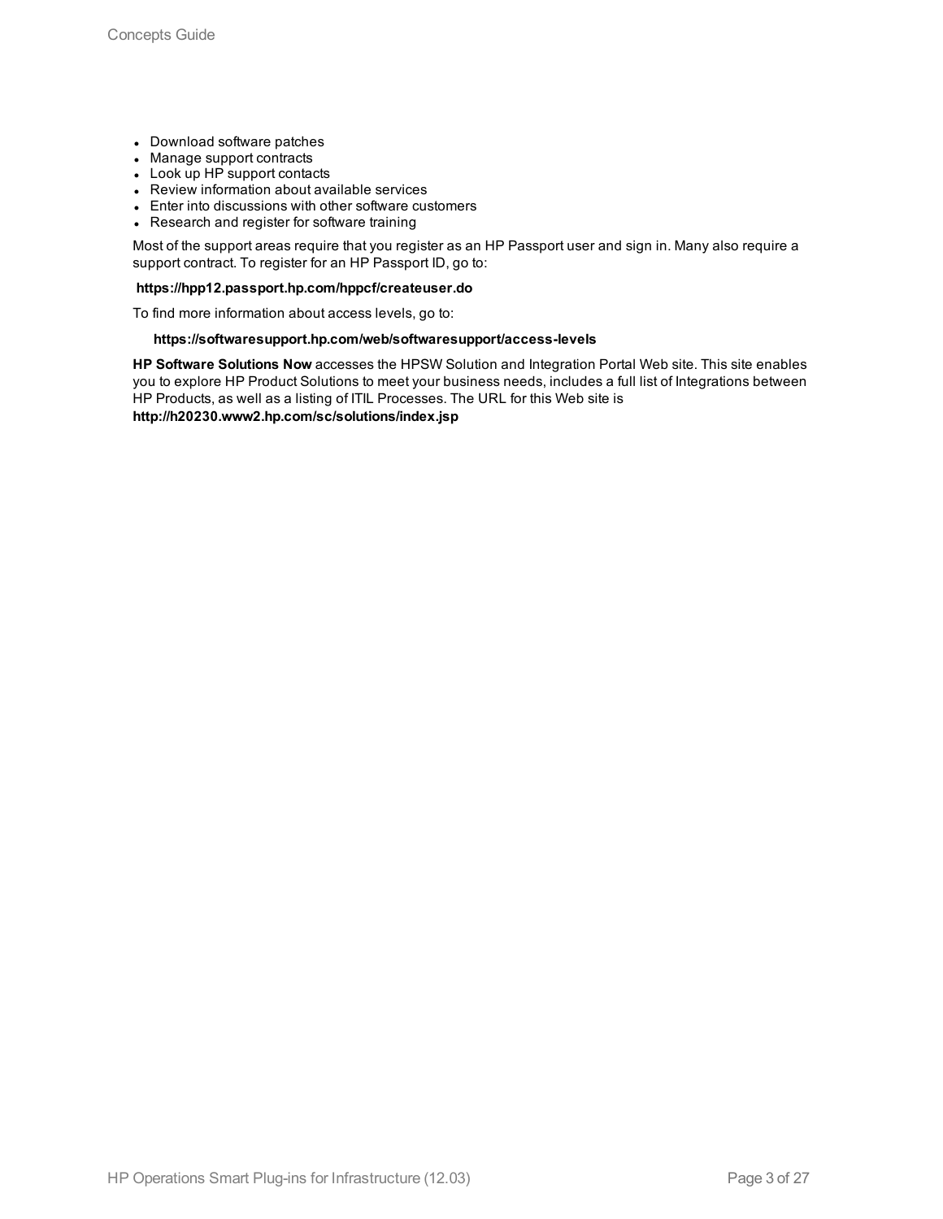- Download software patches
- Manage support contracts
- Look up HP support contacts
- Review information about available services
- Enter into discussions with other software customers
- Research and register for software training

Most of the support areas require that you register as an HP Passport user and sign in. Many also require a support contract. To register for an HP Passport ID, go to:

**https://hpp12.passport.hp.com/hppcf/createuser.do**

To find more information about access levels, go to:

**https://softwaresupport.hp.com/web/softwaresupport/access-levels**

**HP Software Solutions Now** accesses the HPSW Solution and Integration Portal Web site. This site enables you to explore HP Product Solutions to meet your business needs, includes a full list of Integrations between HP Products, as well as a listing of ITIL Processes. The URL for this Web site is **http://h20230.www2.hp.com/sc/solutions/index.jsp**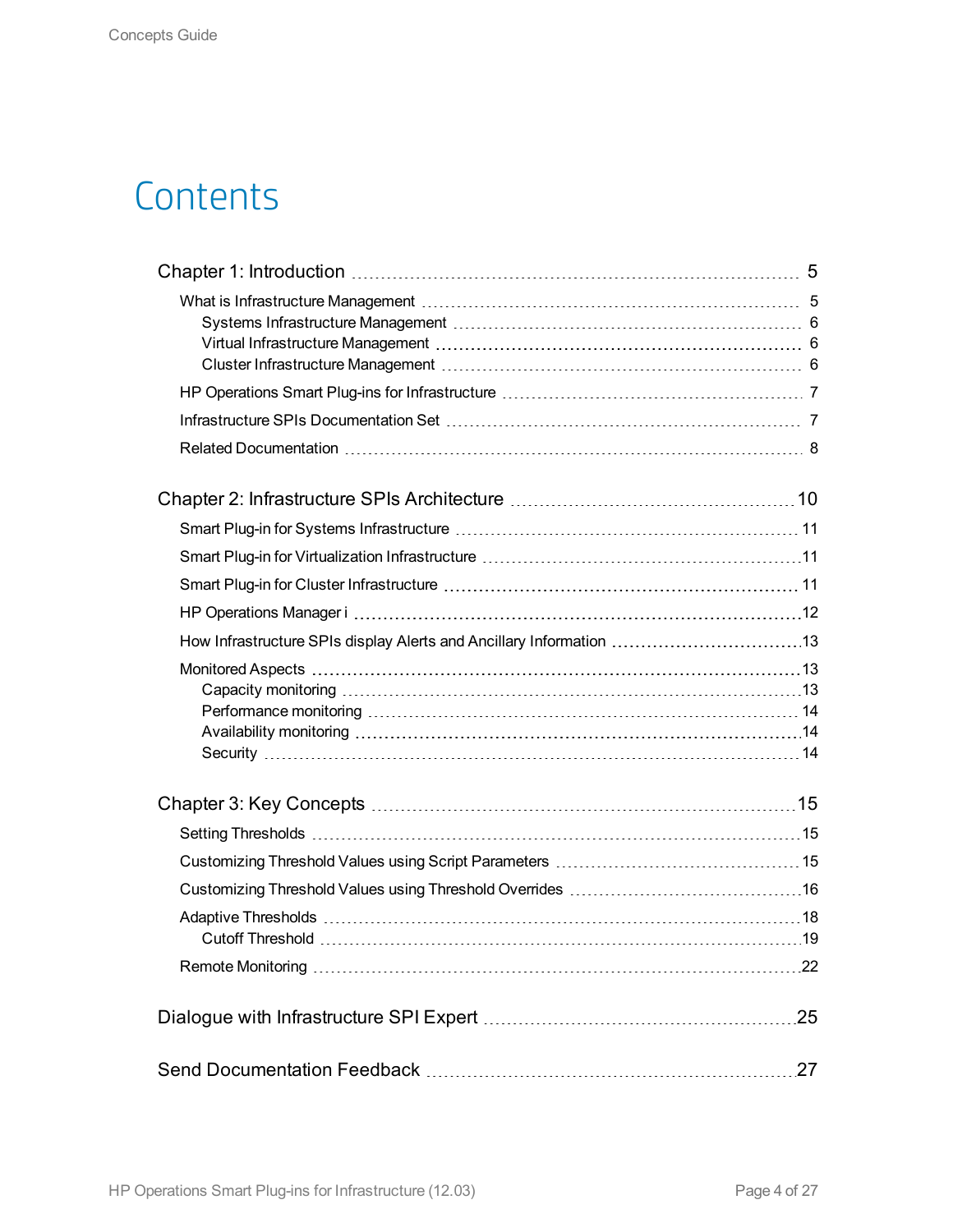# Contents

- Chapter 1: Introduction ... 5
  - What is Infrastructure Management ... 5
    - Systems Infrastructure Management ... 6
    - Virtual Infrastructure Management ... 6
    - Cluster Infrastructure Management ... 6
  - HP Operations Smart Plug-ins for Infrastructure ... 7
  - Infrastructure SPIs Documentation Set ... 7
  - Related Documentation ... 8
- Chapter 2: Infrastructure SPIs Architecture ... 10
  - Smart Plug-in for Systems Infrastructure ... 11
  - Smart Plug-in for Virtualization Infrastructure ... 11
  - Smart Plug-in for Cluster Infrastructure ... 11
  - HP Operations Manager i ... 12
  - How Infrastructure SPIs display Alerts and Ancillary Information ... 13
  - Monitored Aspects ... 13
    - Capacity monitoring ... 13
    - Performance monitoring ... 14
    - Availability monitoring ... 14
    - Security ... 14
- Chapter 3: Key Concepts ... 15
  - Setting Thresholds ... 15
  - Customizing Threshold Values using Script Parameters ... 15
  - Customizing Threshold Values using Threshold Overrides ... 16
  - Adaptive Thresholds ... 18
    - Cutoff Threshold ... 19
  - Remote Monitoring ... 22
- Dialogue with Infrastructure SPI Expert ... 25
- Send Documentation Feedback ... 27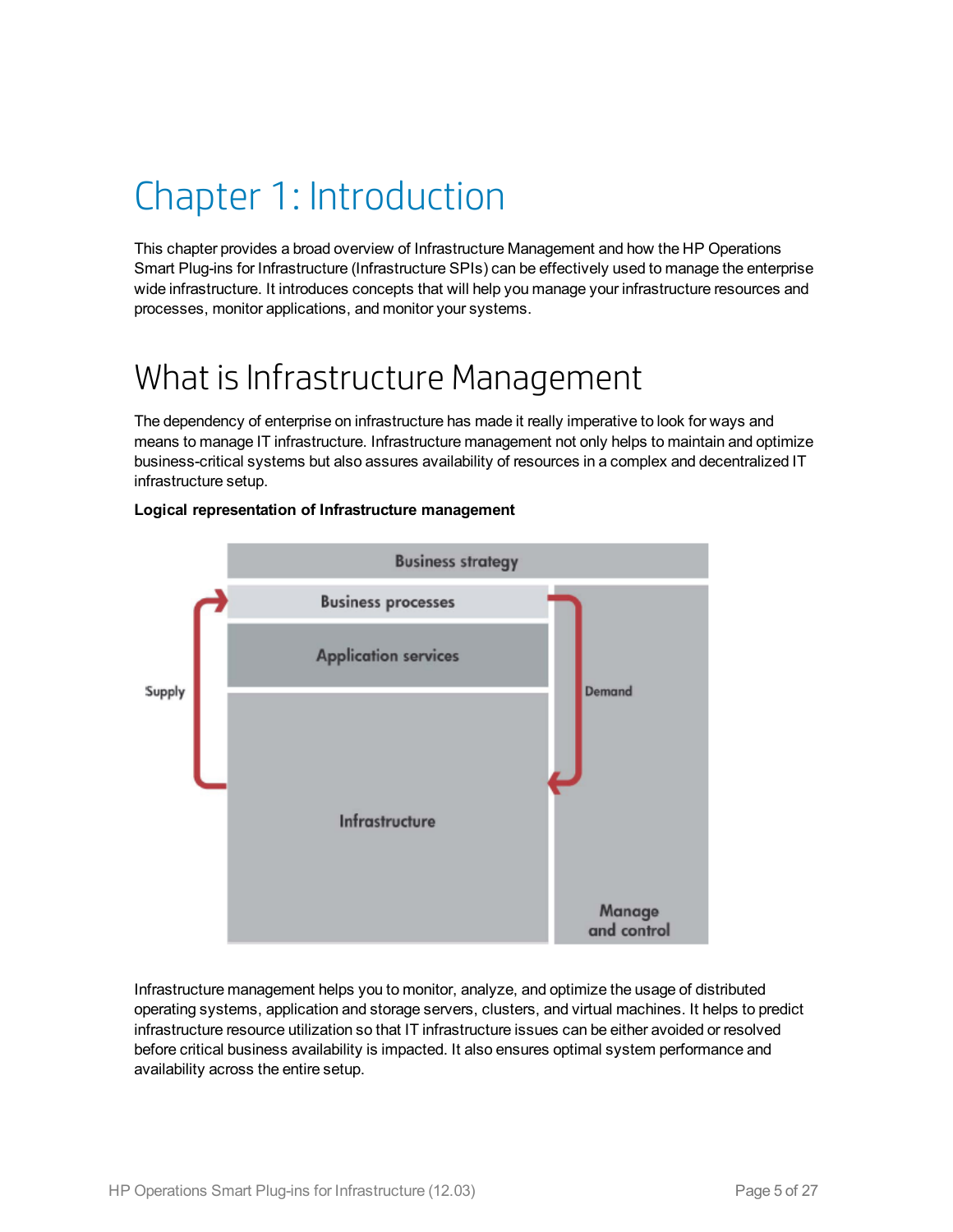# Chapter 1: Introduction

This chapter provides a broad overview of Infrastructure Management and how the HP Operations Smart Plug-ins for Infrastructure (Infrastructure SPIs) can be effectively used to manage the enterprise wide infrastructure. It introduces concepts that will help you manage your infrastructure resources and processes, monitor applications, and monitor your systems.

## What is Infrastructure Management

The dependency of enterprise on infrastructure has made it really imperative to look for ways and means to manage IT infrastructure. Infrastructure management not only helps to maintain and optimize business-critical systems but also assures availability of resources in a complex and decentralized IT infrastructure setup.

**Logical representation of Infrastructure management**

Business strategy

Business processes

Application services

Supply

Demand

Infrastructure

Manage and control

Infrastructure management helps you to monitor, analyze, and optimize the usage of distributed operating systems, application and storage servers, clusters, and virtual machines. It helps to predict infrastructure resource utilization so that IT infrastructure issues can be either avoided or resolved before critical business availability is impacted. It also ensures optimal system performance and availability across the entire setup.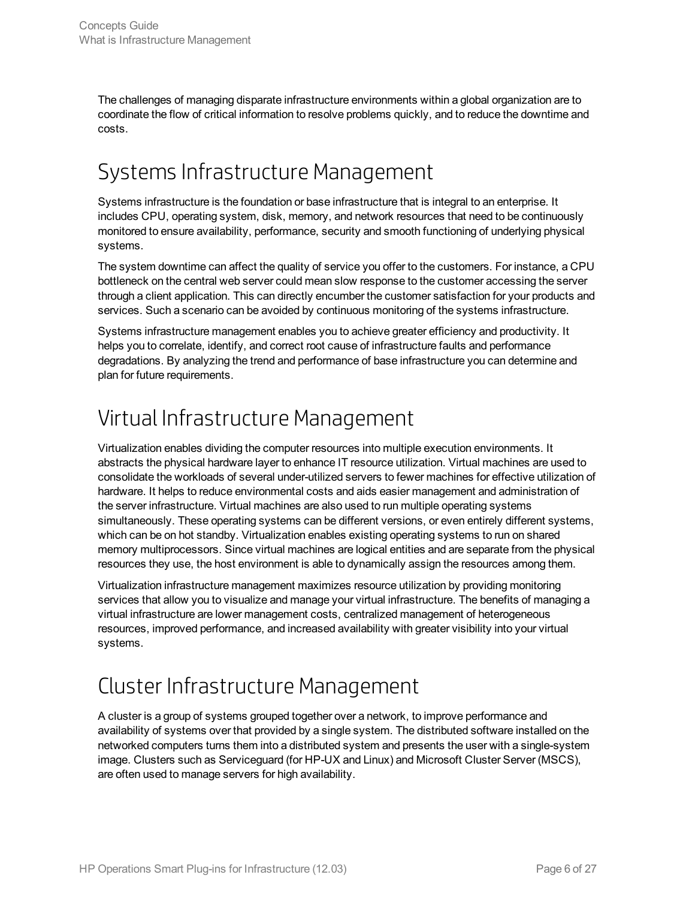The challenges of managing disparate infrastructure environments within a global organization are to coordinate the flow of critical information to resolve problems quickly, and to reduce the downtime and costs.

# Systems Infrastructure Management

Systems infrastructure is the foundation or base infrastructure that is integral to an enterprise. It includes CPU, operating system, disk, memory, and network resources that need to be continuously monitored to ensure availability, performance, security and smooth functioning of underlying physical systems.

The system downtime can affect the quality of service you offer to the customers. For instance, a CPU bottleneck on the central web server could mean slow response to the customer accessing the server through a client application. This can directly encumber the customer satisfaction for your products and services. Such a scenario can be avoided by continuous monitoring of the systems infrastructure.

Systems infrastructure management enables you to achieve greater efficiency and productivity. It helps you to correlate, identify, and correct root cause of infrastructure faults and performance degradations. By analyzing the trend and performance of base infrastructure you can determine and plan for future requirements.

# Virtual Infrastructure Management

Virtualization enables dividing the computer resources into multiple execution environments. It abstracts the physical hardware layer to enhance IT resource utilization. Virtual machines are used to consolidate the workloads of several under-utilized servers to fewer machines for effective utilization of hardware. It helps to reduce environmental costs and aids easier management and administration of the server infrastructure. Virtual machines are also used to run multiple operating systems simultaneously. These operating systems can be different versions, or even entirely different systems, which can be on hot standby. Virtualization enables existing operating systems to run on shared memory multiprocessors. Since virtual machines are logical entities and are separate from the physical resources they use, the host environment is able to dynamically assign the resources among them.

Virtualization infrastructure management maximizes resource utilization by providing monitoring services that allow you to visualize and manage your virtual infrastructure. The benefits of managing a virtual infrastructure are lower management costs, centralized management of heterogeneous resources, improved performance, and increased availability with greater visibility into your virtual systems.

# Cluster Infrastructure Management

A cluster is a group of systems grouped together over a network, to improve performance and availability of systems over that provided by a single system. The distributed software installed on the networked computers turns them into a distributed system and presents the user with a single-system image. Clusters such as Serviceguard (for HP-UX and Linux) and Microsoft Cluster Server (MSCS), are often used to manage servers for high availability.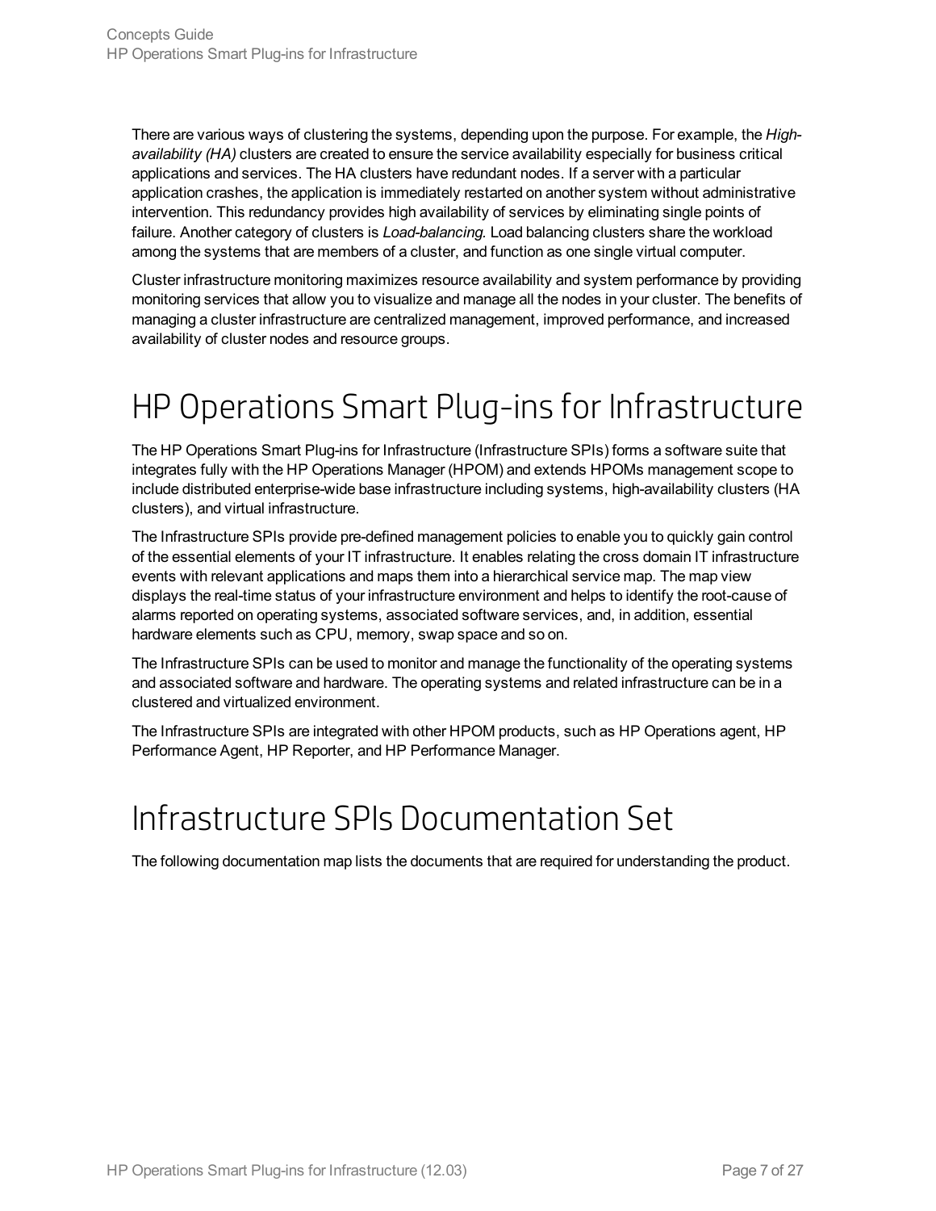There are various ways of clustering the systems, depending upon the purpose. For example, the *High-availability (HA)* clusters are created to ensure the service availability especially for business critical applications and services. The HA clusters have redundant nodes. If a server with a particular application crashes, the application is immediately restarted on another system without administrative intervention. This redundancy provides high availability of services by eliminating single points of failure. Another category of clusters is *Load-balancing*. Load balancing clusters share the workload among the systems that are members of a cluster, and function as one single virtual computer.

Cluster infrastructure monitoring maximizes resource availability and system performance by providing monitoring services that allow you to visualize and manage all the nodes in your cluster. The benefits of managing a cluster infrastructure are centralized management, improved performance, and increased availability of cluster nodes and resource groups.

# HP Operations Smart Plug-ins for Infrastructure

The HP Operations Smart Plug-ins for Infrastructure (Infrastructure SPIs) forms a software suite that integrates fully with the HP Operations Manager (HPOM) and extends HPOMs management scope to include distributed enterprise-wide base infrastructure including systems, high-availability clusters (HA clusters), and virtual infrastructure.

The Infrastructure SPIs provide pre-defined management policies to enable you to quickly gain control of the essential elements of your IT infrastructure. It enables relating the cross domain IT infrastructure events with relevant applications and maps them into a hierarchical service map. The map view displays the real-time status of your infrastructure environment and helps to identify the root-cause of alarms reported on operating systems, associated software services, and, in addition, essential hardware elements such as CPU, memory, swap space and so on.

The Infrastructure SPIs can be used to monitor and manage the functionality of the operating systems and associated software and hardware. The operating systems and related infrastructure can be in a clustered and virtualized environment.

The Infrastructure SPIs are integrated with other HPOM products, such as HP Operations agent, HP Performance Agent, HP Reporter, and HP Performance Manager.

# Infrastructure SPIs Documentation Set

The following documentation map lists the documents that are required for understanding the product.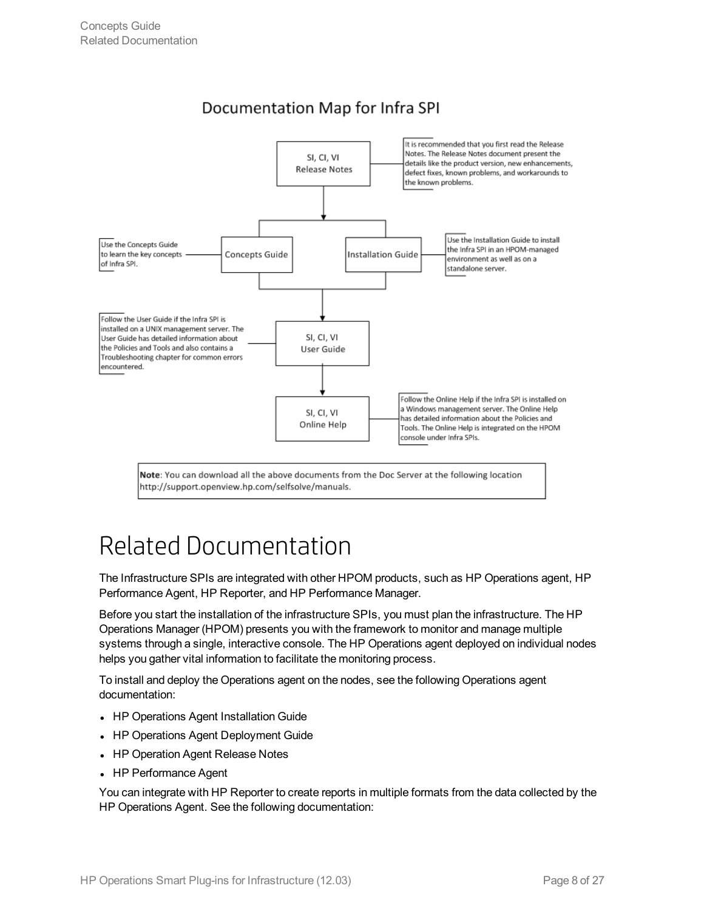## Documentation Map for Infra SPI

**SI, CI, VI Release Notes** — It is recommended that you first read the Release Notes. The Release Notes document present the details like the product version, new enhancements, defect fixes, known problems, and workarounds to the known problems.

**Concepts Guide** — Use the Concepts Guide to learn the key concepts of Infra SPI.

**Installation Guide** — Use the Installation Guide to install the Infra SPI in an HPOM-managed environment as well as on a standalone server.

**SI, CI, VI User Guide** — Follow the User Guide if the Infra SPI is installed on a UNIX management server. The User Guide has detailed information about the Policies and Tools and also contains a Troubleshooting chapter for common errors encountered.

**SI, CI, VI Online Help** — Follow the Online Help if the Infra SPI is installed on a Windows management server. The Online Help has detailed information about the Policies and Tools. The Online Help is integrated on the HPOM console under Infra SPIs.

**Note**: You can download all the above documents from the Doc Server at the following location http://support.openview.hp.com/selfsolve/manuals.

# Related Documentation

The Infrastructure SPIs are integrated with other HPOM products, such as HP Operations agent, HP Performance Agent, HP Reporter, and HP Performance Manager.

Before you start the installation of the infrastructure SPIs, you must plan the infrastructure. The HP Operations Manager (HPOM) presents you with the framework to monitor and manage multiple systems through a single, interactive console. The HP Operations agent deployed on individual nodes helps you gather vital information to facilitate the monitoring process.

To install and deploy the Operations agent on the nodes, see the following Operations agent documentation:

- HP Operations Agent Installation Guide
- HP Operations Agent Deployment Guide
- HP Operation Agent Release Notes
- HP Performance Agent

You can integrate with HP Reporter to create reports in multiple formats from the data collected by the HP Operations Agent. See the following documentation: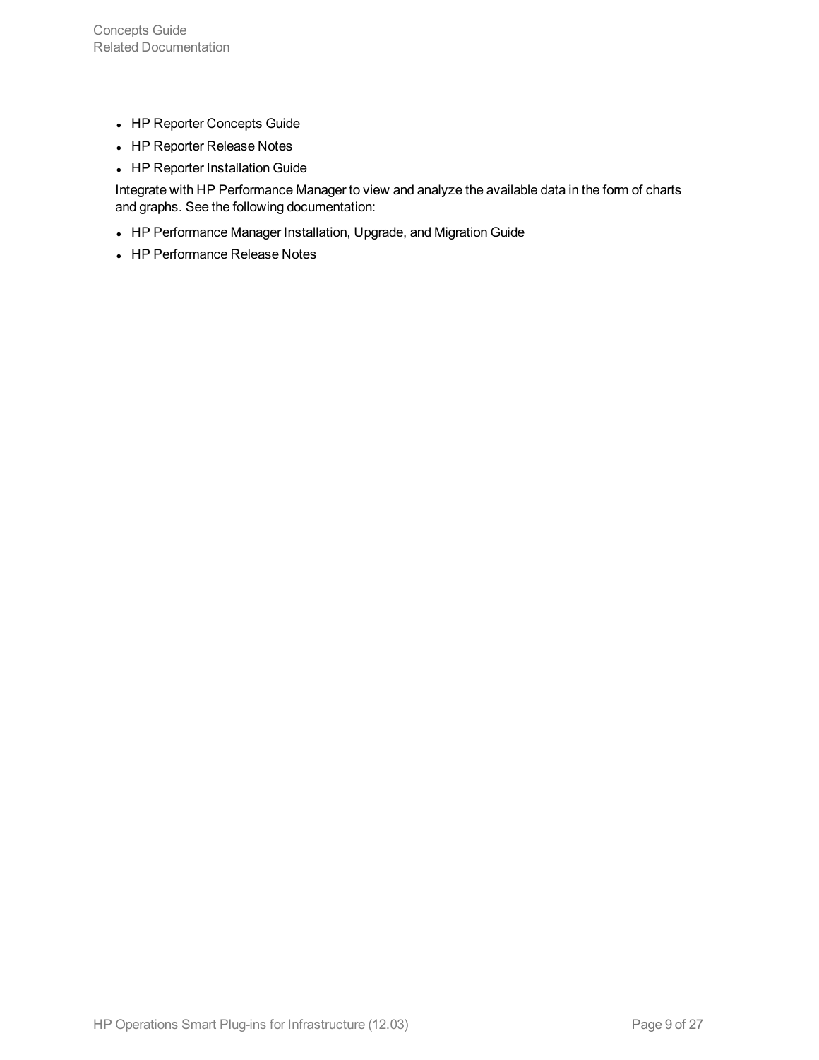- HP Reporter Concepts Guide
- HP Reporter Release Notes
- HP Reporter Installation Guide

Integrate with HP Performance Manager to view and analyze the available data in the form of charts and graphs. See the following documentation:

- HP Performance Manager Installation, Upgrade, and Migration Guide
- HP Performance Release Notes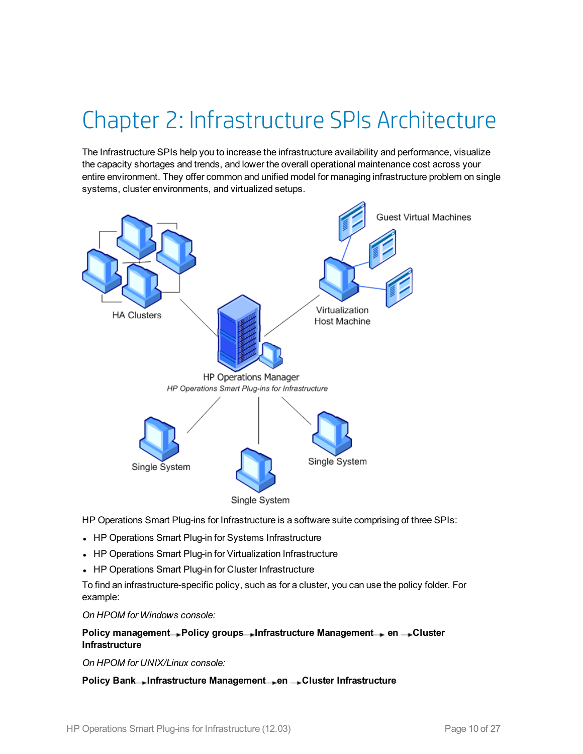# Chapter 2: Infrastructure SPIs Architecture

The Infrastructure SPIs help you to increase the infrastructure availability and performance, visualize the capacity shortages and trends, and lower the overall operational maintenance cost across your entire environment. They offer common and unified model for managing infrastructure problem on single systems, cluster environments, and virtualized setups.

HP Operations Smart Plug-ins for Infrastructure is a software suite comprising of three SPIs:

- HP Operations Smart Plug-in for Systems Infrastructure
- HP Operations Smart Plug-in for Virtualization Infrastructure
- HP Operations Smart Plug-in for Cluster Infrastructure

To find an infrastructure-specific policy, such as for a cluster, you can use the policy folder. For example:

*On HPOM for Windows console:*

**Policy management → Policy groups → Infrastructure Management → en → Cluster Infrastructure**

*On HPOM for UNIX/Linux console:*

**Policy Bank → Infrastructure Management → en → Cluster Infrastructure**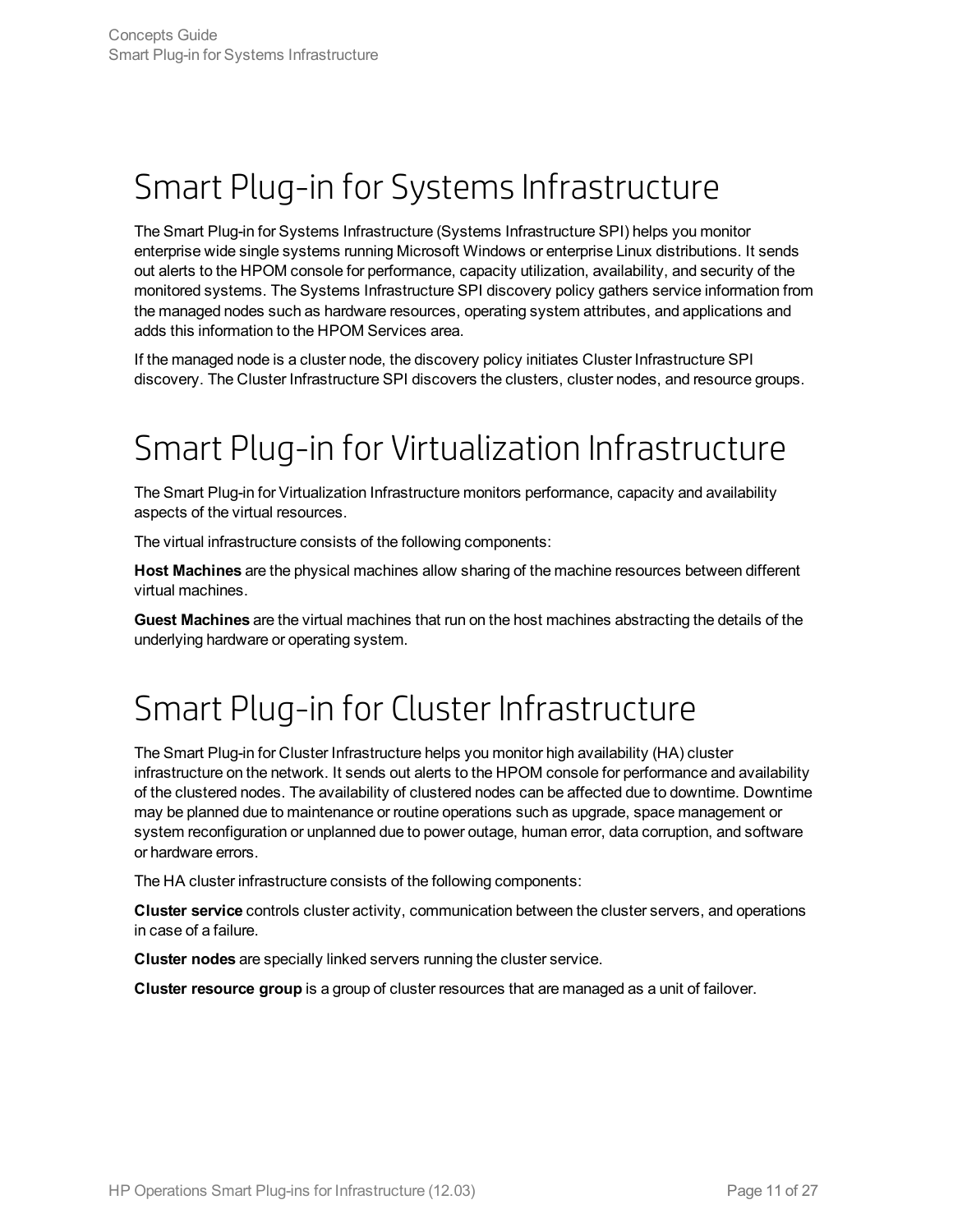# Smart Plug-in for Systems Infrastructure

The Smart Plug-in for Systems Infrastructure (Systems Infrastructure SPI) helps you monitor enterprise wide single systems running Microsoft Windows or enterprise Linux distributions. It sends out alerts to the HPOM console for performance, capacity utilization, availability, and security of the monitored systems. The Systems Infrastructure SPI discovery policy gathers service information from the managed nodes such as hardware resources, operating system attributes, and applications and adds this information to the HPOM Services area.

If the managed node is a cluster node, the discovery policy initiates Cluster Infrastructure SPI discovery. The Cluster Infrastructure SPI discovers the clusters, cluster nodes, and resource groups.

# Smart Plug-in for Virtualization Infrastructure

The Smart Plug-in for Virtualization Infrastructure monitors performance, capacity and availability aspects of the virtual resources.

The virtual infrastructure consists of the following components:

**Host Machines** are the physical machines allow sharing of the machine resources between different virtual machines.

**Guest Machines** are the virtual machines that run on the host machines abstracting the details of the underlying hardware or operating system.

# Smart Plug-in for Cluster Infrastructure

The Smart Plug-in for Cluster Infrastructure helps you monitor high availability (HA) cluster infrastructure on the network. It sends out alerts to the HPOM console for performance and availability of the clustered nodes. The availability of clustered nodes can be affected due to downtime. Downtime may be planned due to maintenance or routine operations such as upgrade, space management or system reconfiguration or unplanned due to power outage, human error, data corruption, and software or hardware errors.

The HA cluster infrastructure consists of the following components:

**Cluster service** controls cluster activity, communication between the cluster servers, and operations in case of a failure.

**Cluster nodes** are specially linked servers running the cluster service.

**Cluster resource group** is a group of cluster resources that are managed as a unit of failover.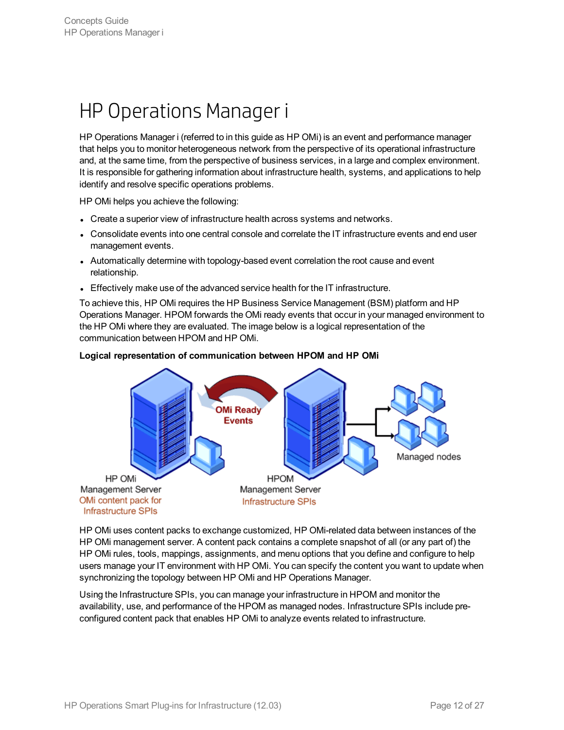# HP Operations Manager i

HP Operations Manager i (referred to in this guide as HP OMi) is an event and performance manager that helps you to monitor heterogeneous network from the perspective of its operational infrastructure and, at the same time, from the perspective of business services, in a large and complex environment. It is responsible for gathering information about infrastructure health, systems, and applications to help identify and resolve specific operations problems.

HP OMi helps you achieve the following:

- Create a superior view of infrastructure health across systems and networks.
- Consolidate events into one central console and correlate the IT infrastructure events and end user management events.
- Automatically determine with topology-based event correlation the root cause and event relationship.
- Effectively make use of the advanced service health for the IT infrastructure.

To achieve this, HP OMi requires the HP Business Service Management (BSM) platform and HP Operations Manager. HPOM forwards the OMi ready events that occur in your managed environment to the HP OMi where they are evaluated. The image below is a logical representation of the communication between HPOM and HP OMi.

**Logical representation of communication between HPOM and HP OMi**

HP OMi uses content packs to exchange customized, HP OMi-related data between instances of the HP OMi management server. A content pack contains a complete snapshot of all (or any part of) the HP OMi rules, tools, mappings, assignments, and menu options that you define and configure to help users manage your IT environment with HP OMi. You can specify the content you want to update when synchronizing the topology between HP OMi and HP Operations Manager.

Using the Infrastructure SPIs, you can manage your infrastructure in HPOM and monitor the availability, use, and performance of the HPOM as managed nodes. Infrastructure SPIs include pre-configured content pack that enables HP OMi to analyze events related to infrastructure.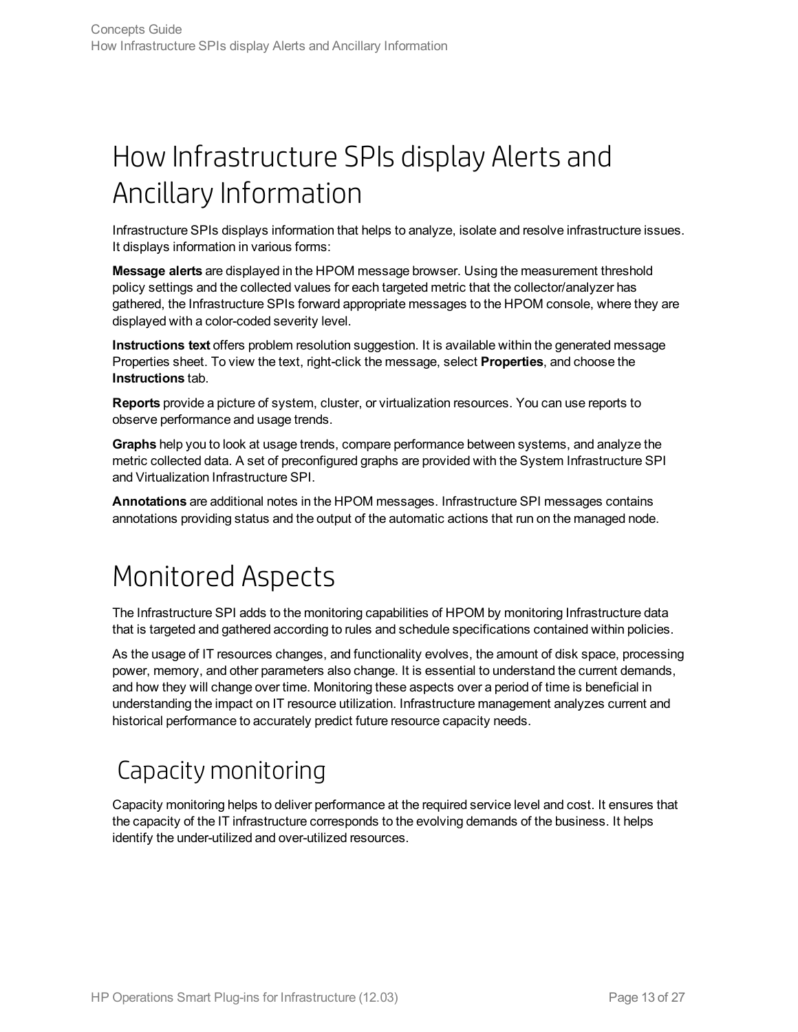# How Infrastructure SPIs display Alerts and Ancillary Information

Infrastructure SPIs displays information that helps to analyze, isolate and resolve infrastructure issues. It displays information in various forms:

**Message alerts** are displayed in the HPOM message browser. Using the measurement threshold policy settings and the collected values for each targeted metric that the collector/analyzer has gathered, the Infrastructure SPIs forward appropriate messages to the HPOM console, where they are displayed with a color-coded severity level.

**Instructions text** offers problem resolution suggestion. It is available within the generated message Properties sheet. To view the text, right-click the message, select **Properties**, and choose the **Instructions** tab.

**Reports** provide a picture of system, cluster, or virtualization resources. You can use reports to observe performance and usage trends.

**Graphs** help you to look at usage trends, compare performance between systems, and analyze the metric collected data. A set of preconfigured graphs are provided with the System Infrastructure SPI and Virtualization Infrastructure SPI.

**Annotations** are additional notes in the HPOM messages. Infrastructure SPI messages contains annotations providing status and the output of the automatic actions that run on the managed node.

# Monitored Aspects

The Infrastructure SPI adds to the monitoring capabilities of HPOM by monitoring Infrastructure data that is targeted and gathered according to rules and schedule specifications contained within policies.

As the usage of IT resources changes, and functionality evolves, the amount of disk space, processing power, memory, and other parameters also change. It is essential to understand the current demands, and how they will change over time. Monitoring these aspects over a period of time is beneficial in understanding the impact on IT resource utilization. Infrastructure management analyzes current and historical performance to accurately predict future resource capacity needs.

## Capacity monitoring

Capacity monitoring helps to deliver performance at the required service level and cost. It ensures that the capacity of the IT infrastructure corresponds to the evolving demands of the business. It helps identify the under-utilized and over-utilized resources.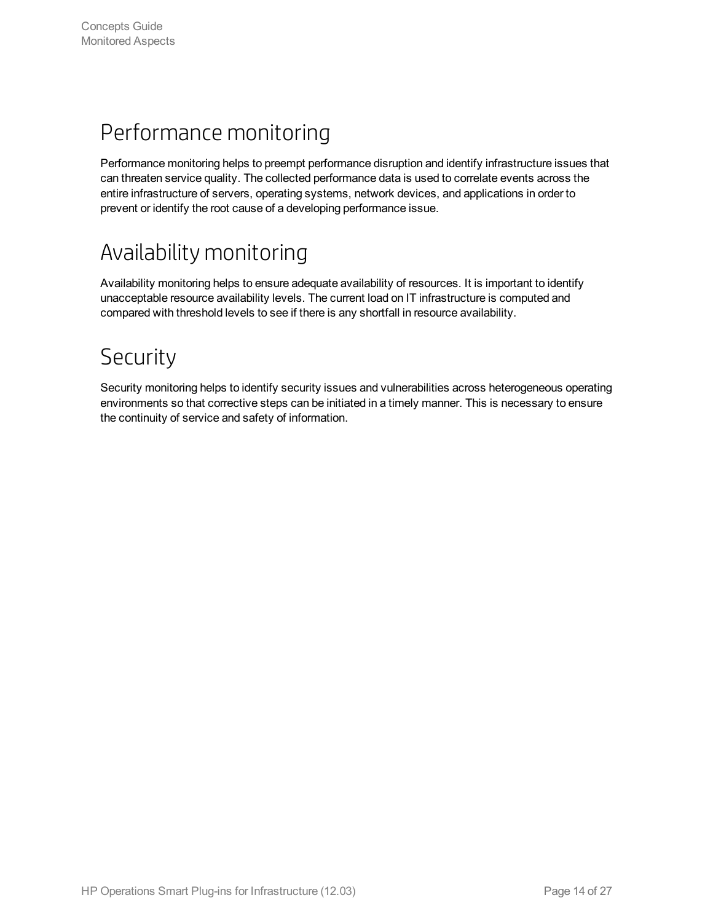## Performance monitoring

Performance monitoring helps to preempt performance disruption and identify infrastructure issues that can threaten service quality. The collected performance data is used to correlate events across the entire infrastructure of servers, operating systems, network devices, and applications in order to prevent or identify the root cause of a developing performance issue.

## Availability monitoring

Availability monitoring helps to ensure adequate availability of resources. It is important to identify unacceptable resource availability levels. The current load on IT infrastructure is computed and compared with threshold levels to see if there is any shortfall in resource availability.

## Security

Security monitoring helps to identify security issues and vulnerabilities across heterogeneous operating environments so that corrective steps can be initiated in a timely manner. This is necessary to ensure the continuity of service and safety of information.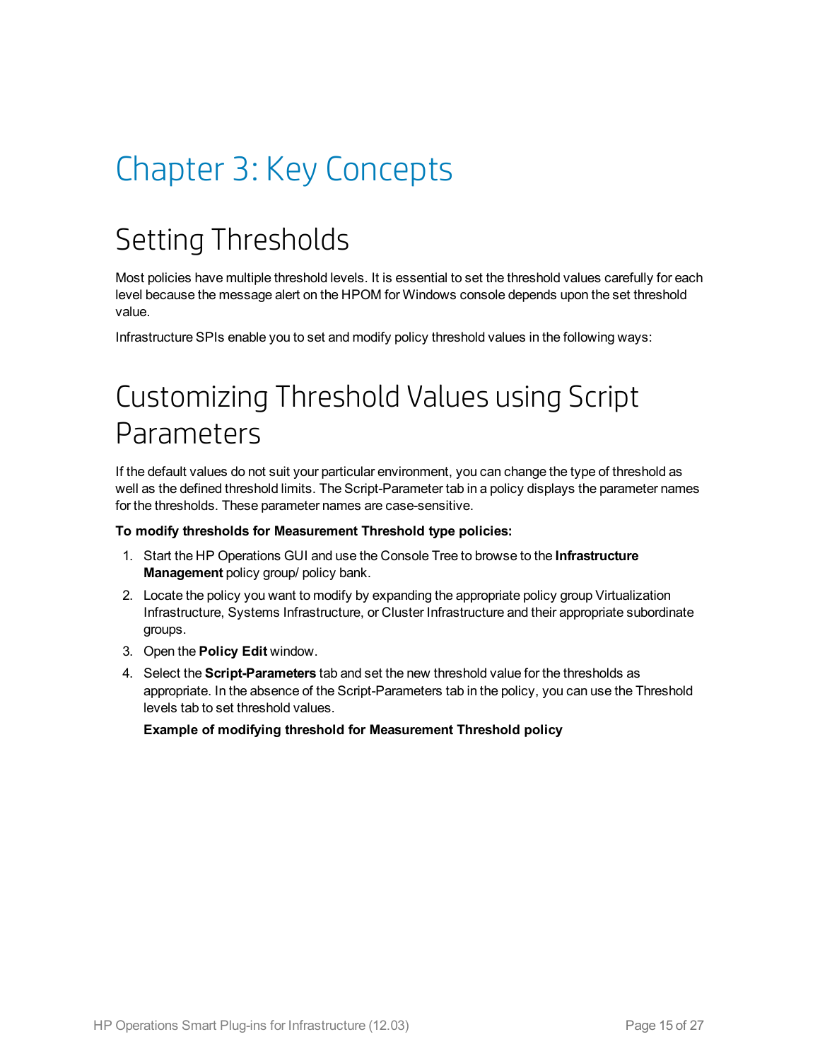# Chapter 3: Key Concepts

## Setting Thresholds

Most policies have multiple threshold levels. It is essential to set the threshold values carefully for each level because the message alert on the HPOM for Windows console depends upon the set threshold value.

Infrastructure SPIs enable you to set and modify policy threshold values in the following ways:

## Customizing Threshold Values using Script Parameters

If the default values do not suit your particular environment, you can change the type of threshold as well as the defined threshold limits. The Script-Parameter tab in a policy displays the parameter names for the thresholds. These parameter names are case-sensitive.

**To modify thresholds for Measurement Threshold type policies:**

1. Start the HP Operations GUI and use the Console Tree to browse to the **Infrastructure Management** policy group/ policy bank.
2. Locate the policy you want to modify by expanding the appropriate policy group Virtualization Infrastructure, Systems Infrastructure, or Cluster Infrastructure and their appropriate subordinate groups.
3. Open the **Policy Edit** window.
4. Select the **Script-Parameters** tab and set the new threshold value for the thresholds as appropriate. In the absence of the Script-Parameters tab in the policy, you can use the Threshold levels tab to set threshold values.

   **Example of modifying threshold for Measurement Threshold policy**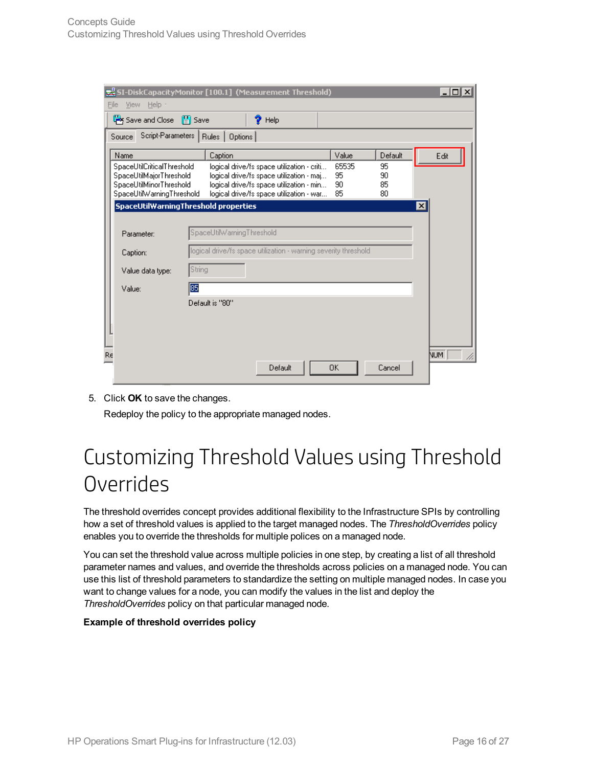5. Click **OK** to save the changes.

   Redeploy the policy to the appropriate managed nodes.

# Customizing Threshold Values using Threshold Overrides

The threshold overrides concept provides additional flexibility to the Infrastructure SPIs by controlling how a set of threshold values is applied to the target managed nodes. The *ThresholdOverrides* policy enables you to override the thresholds for multiple polices on a managed node.

You can set the threshold value across multiple policies in one step, by creating a list of all threshold parameter names and values, and override the thresholds across policies on a managed node. You can use this list of threshold parameters to standardize the setting on multiple managed nodes. In case you want to change values for a node, you can modify the values in the list and deploy the *ThresholdOverrides* policy on that particular managed node.

**Example of threshold overrides policy**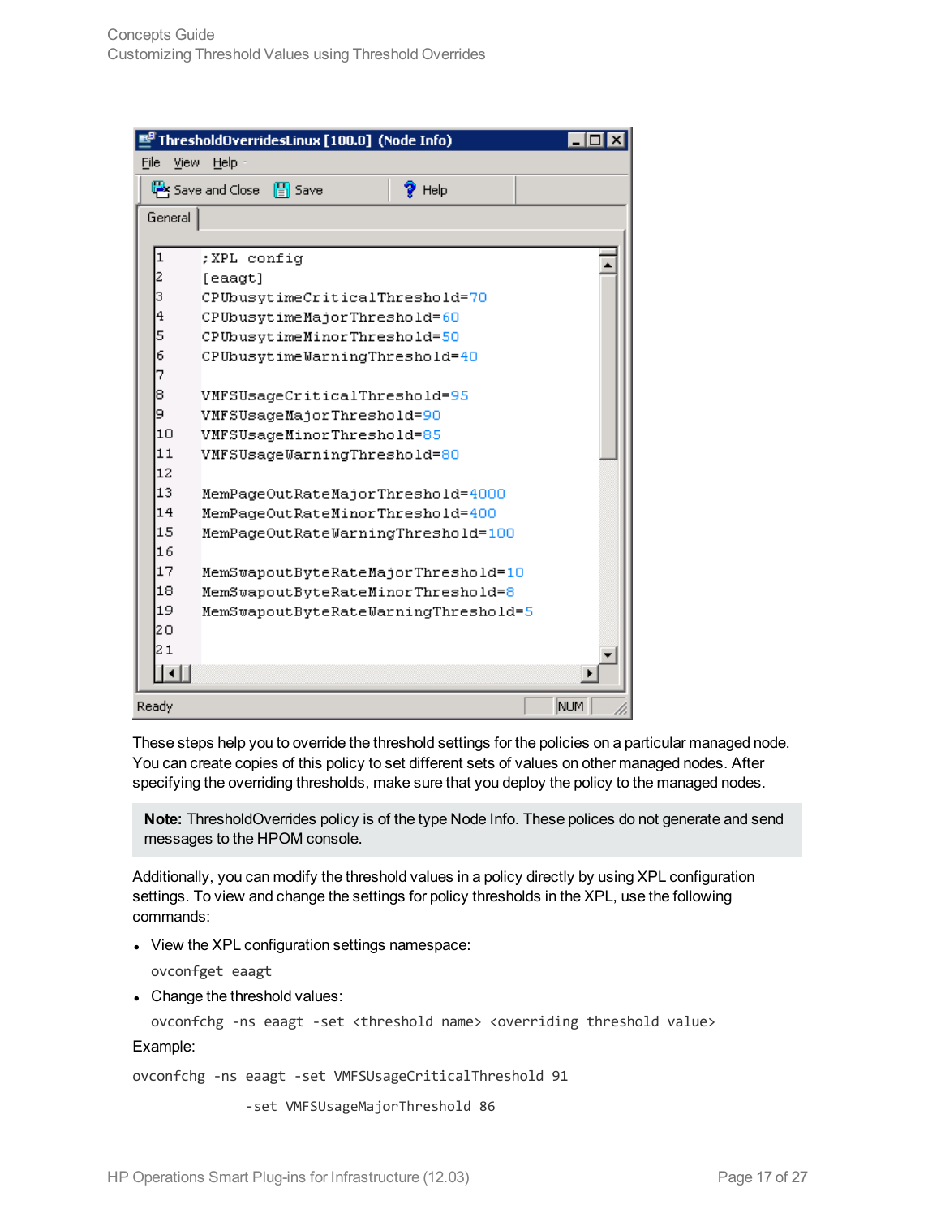```
;XPL config
[eaagt]
CPUbusytimeCriticalThreshold=70
CPUbusytimeMajorThreshold=60
CPUbusytimeMinorThreshold=50
CPUbusytimeWarningThreshold=40

VMFSUsageCriticalThreshold=95
VMFSUsageMajorThreshold=90
VMFSUsageMinorThreshold=85
VMFSUsageWarningThreshold=80

MemPageOutRateMajorThreshold=4000
MemPageOutRateMinorThreshold=400
MemPageOutRateWarningThreshold=100

MemSwapoutByteRateMajorThreshold=10
MemSwapoutByteRateMinorThreshold=8
MemSwapoutByteRateWarningThreshold=5
```

These steps help you to override the threshold settings for the policies on a particular managed node. You can create copies of this policy to set different sets of values on other managed nodes. After specifying the overriding thresholds, make sure that you deploy the policy to the managed nodes.

> **Note:** ThresholdOverrides policy is of the type Node Info. These polices do not generate and send messages to the HPOM console.

Additionally, you can modify the threshold values in a policy directly by using XPL configuration settings. To view and change the settings for policy thresholds in the XPL, use the following commands:

- View the XPL configuration settings namespace:

  ```
  ovconfget eaagt
  ```

- Change the threshold values:

  ```
  ovconfchg -ns eaagt -set <threshold name> <overriding threshold value>
  ```

Example:

```
ovconfchg -ns eaagt -set VMFSUsageCriticalThreshold 91
              -set VMFSUsageMajorThreshold 86
```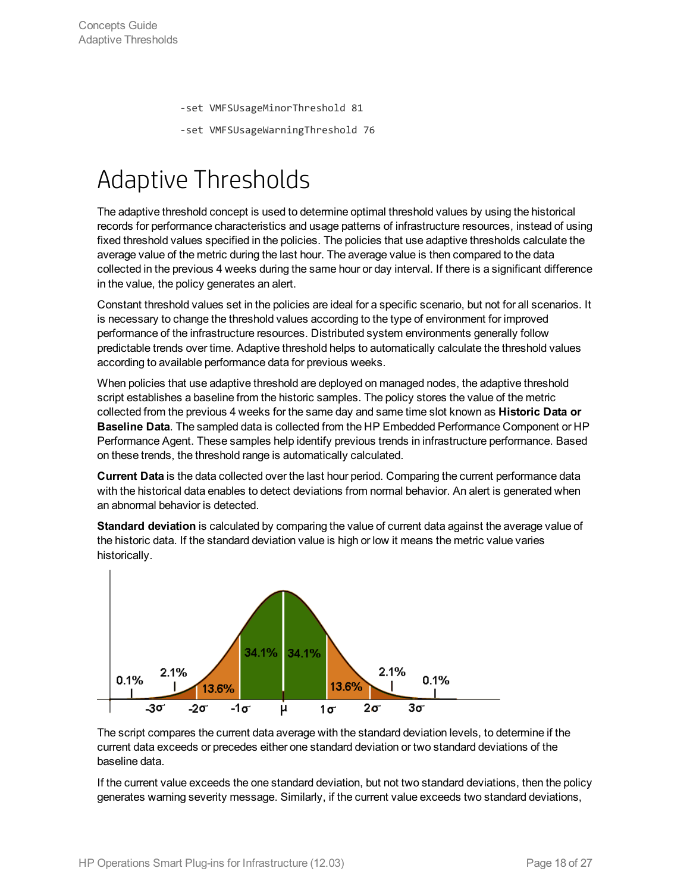```
-set VMFSUsageMinorThreshold 81
-set VMFSUsageWarningThreshold 76
```

# Adaptive Thresholds

The adaptive threshold concept is used to determine optimal threshold values by using the historical records for performance characteristics and usage patterns of infrastructure resources, instead of using fixed threshold values specified in the policies. The policies that use adaptive thresholds calculate the average value of the metric during the last hour. The average value is then compared to the data collected in the previous 4 weeks during the same hour or day interval. If there is a significant difference in the value, the policy generates an alert.

Constant threshold values set in the policies are ideal for a specific scenario, but not for all scenarios. It is necessary to change the threshold values according to the type of environment for improved performance of the infrastructure resources. Distributed system environments generally follow predictable trends over time. Adaptive threshold helps to automatically calculate the threshold values according to available performance data for previous weeks.

When policies that use adaptive threshold are deployed on managed nodes, the adaptive threshold script establishes a baseline from the historic samples. The policy stores the value of the metric collected from the previous 4 weeks for the same day and same time slot known as **Historic Data or Baseline Data**. The sampled data is collected from the HP Embedded Performance Component or HP Performance Agent. These samples help identify previous trends in infrastructure performance. Based on these trends, the threshold range is automatically calculated.

**Current Data** is the data collected over the last hour period. Comparing the current performance data with the historical data enables to detect deviations from normal behavior. An alert is generated when an abnormal behavior is detected.

**Standard deviation** is calculated by comparing the value of current data against the average value of the historic data. If the standard deviation value is high or low it means the metric value varies historically.

The script compares the current data average with the standard deviation levels, to determine if the current data exceeds or precedes either one standard deviation or two standard deviations of the baseline data.

If the current value exceeds the one standard deviation, but not two standard deviations, then the policy generates warning severity message. Similarly, if the current value exceeds two standard deviations,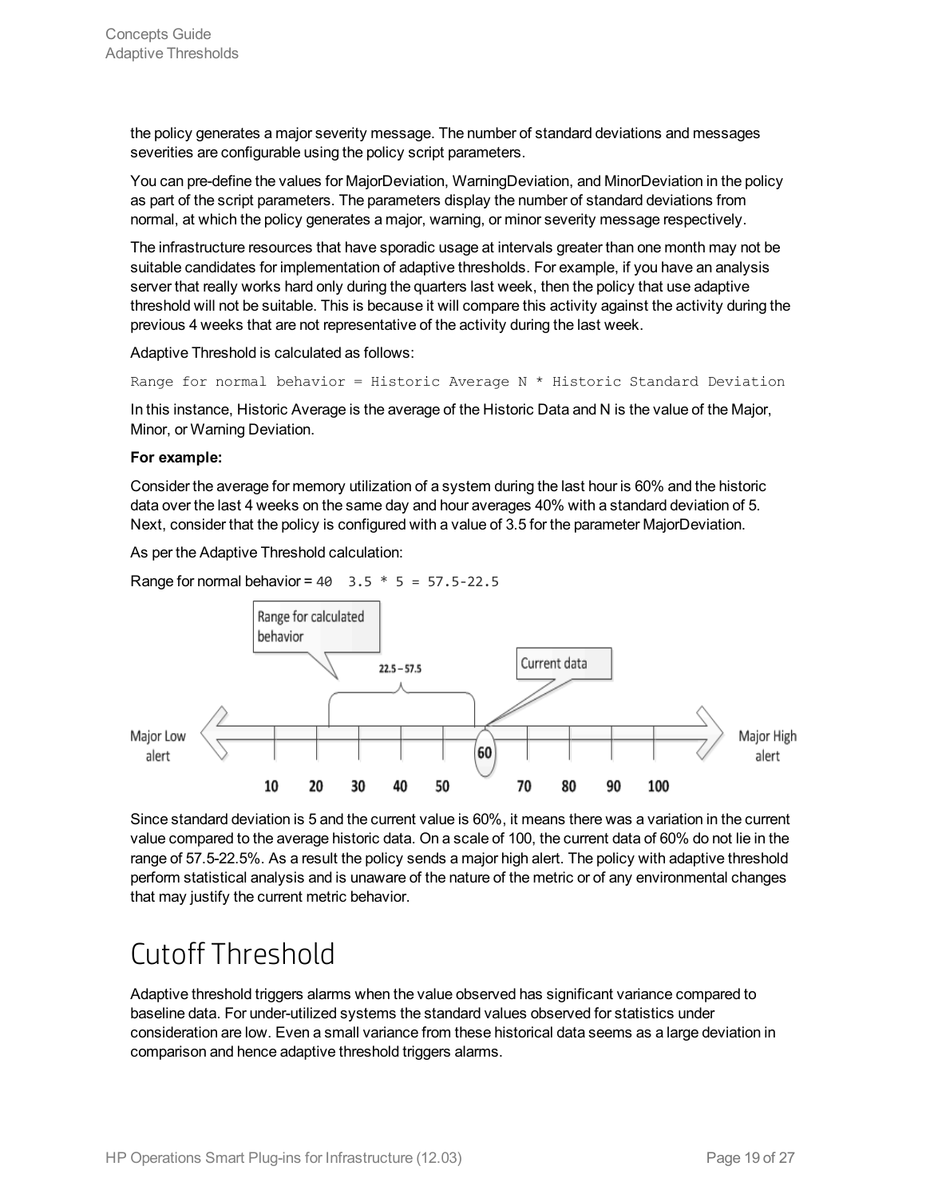the policy generates a major severity message. The number of standard deviations and messages severities are configurable using the policy script parameters.

You can pre-define the values for MajorDeviation, WarningDeviation, and MinorDeviation in the policy as part of the script parameters. The parameters display the number of standard deviations from normal, at which the policy generates a major, warning, or minor severity message respectively.

The infrastructure resources that have sporadic usage at intervals greater than one month may not be suitable candidates for implementation of adaptive thresholds. For example, if you have an analysis server that really works hard only during the quarters last week, then the policy that use adaptive threshold will not be suitable. This is because it will compare this activity against the activity during the previous 4 weeks that are not representative of the activity during the last week.

Adaptive Threshold is calculated as follows:

```
Range for normal behavior = Historic Average N * Historic Standard Deviation
```

In this instance, Historic Average is the average of the Historic Data and N is the value of the Major, Minor, or Warning Deviation.

**For example:**

Consider the average for memory utilization of a system during the last hour is 60% and the historic data over the last 4 weeks on the same day and hour averages 40% with a standard deviation of 5. Next, consider that the policy is configured with a value of 3.5 for the parameter MajorDeviation.

As per the Adaptive Threshold calculation:

Range for normal behavior = `40  3.5 * 5 = 57.5-22.5`

Since standard deviation is 5 and the current value is 60%, it means there was a variation in the current value compared to the average historic data. On a scale of 100, the current data of 60% do not lie in the range of 57.5-22.5%. As a result the policy sends a major high alert. The policy with adaptive threshold perform statistical analysis and is unaware of the nature of the metric or of any environmental changes that may justify the current metric behavior.

# Cutoff Threshold

Adaptive threshold triggers alarms when the value observed has significant variance compared to baseline data. For under-utilized systems the standard values observed for statistics under consideration are low. Even a small variance from these historical data seems as a large deviation in comparison and hence adaptive threshold triggers alarms.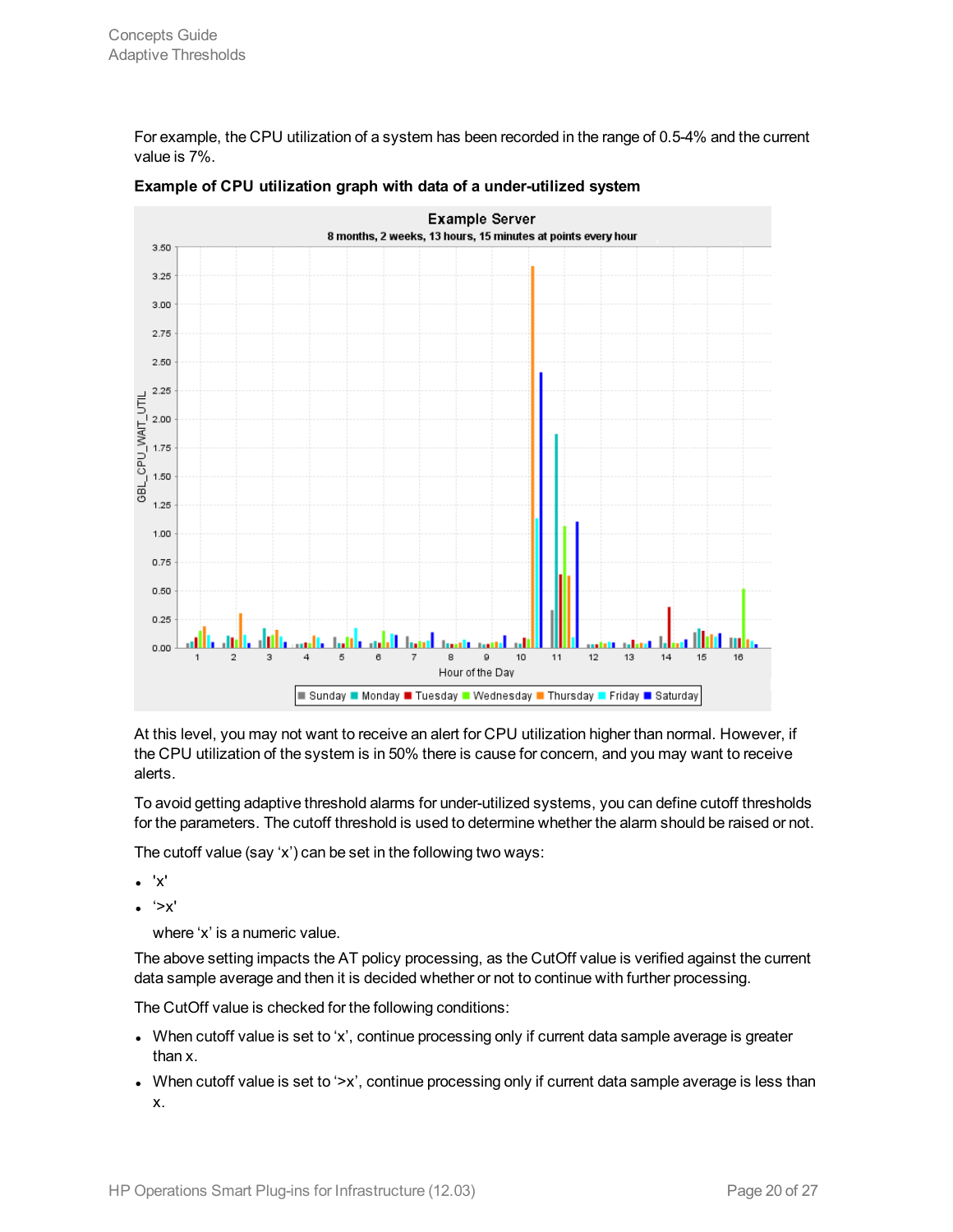For example, the CPU utilization of a system has been recorded in the range of 0.5-4% and the current value is 7%.

**Example of CPU utilization graph with data of a under-utilized system**

At this level, you may not want to receive an alert for CPU utilization higher than normal. However, if the CPU utilization of the system is in 50% there is cause for concern, and you may want to receive alerts.

To avoid getting adaptive threshold alarms for under-utilized systems, you can define cutoff thresholds for the parameters. The cutoff threshold is used to determine whether the alarm should be raised or not.

The cutoff value (say 'x') can be set in the following two ways:

- 'x'
- '>x'

  where 'x' is a numeric value.

The above setting impacts the AT policy processing, as the CutOff value is verified against the current data sample average and then it is decided whether or not to continue with further processing.

The CutOff value is checked for the following conditions:

- When cutoff value is set to 'x', continue processing only if current data sample average is greater than x.
- When cutoff value is set to '>x', continue processing only if current data sample average is less than x.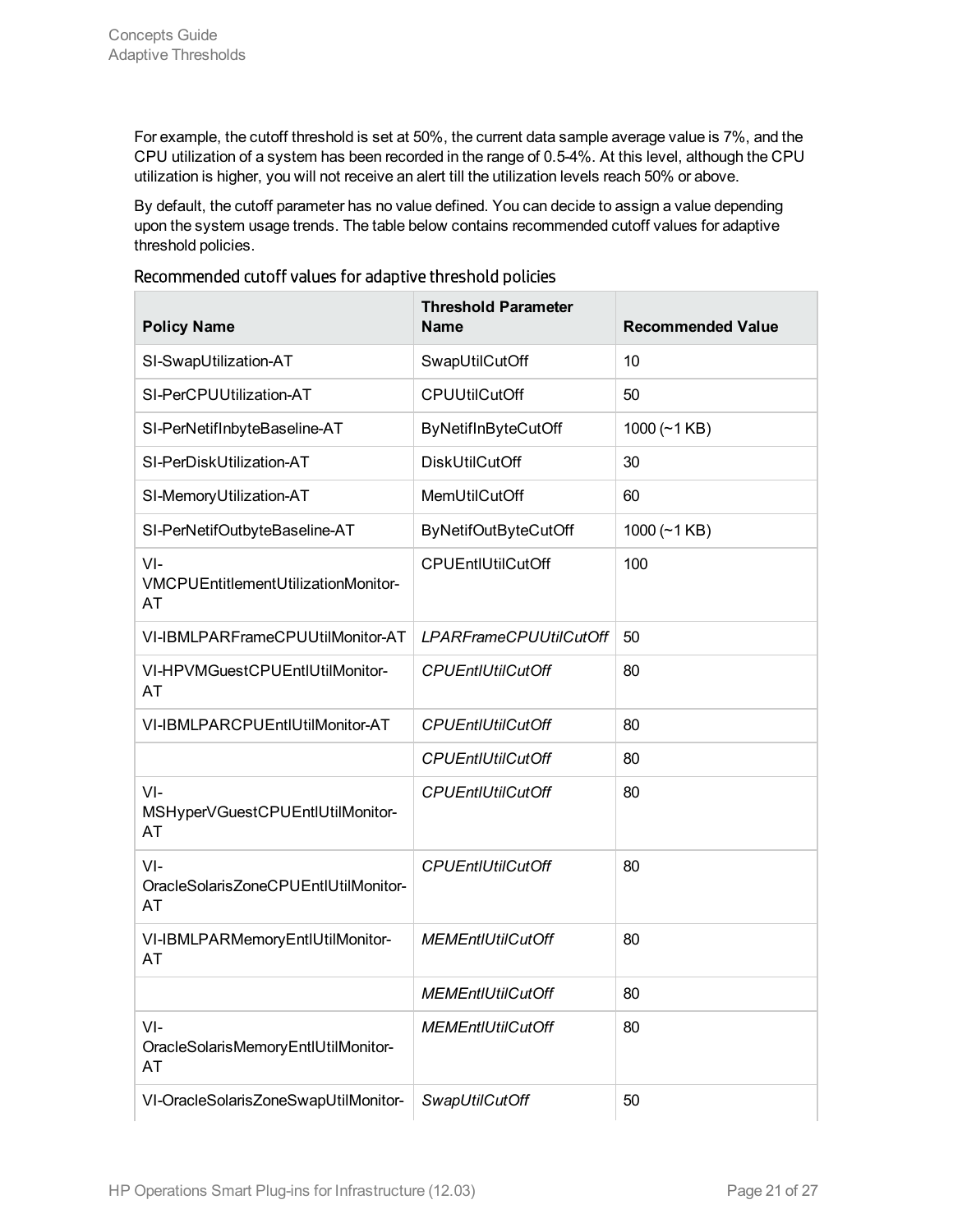For example, the cutoff threshold is set at 50%, the current data sample average value is 7%, and the CPU utilization of a system has been recorded in the range of 0.5-4%. At this level, although the CPU utilization is higher, you will not receive an alert till the utilization levels reach 50% or above.

By default, the cutoff parameter has no value defined. You can decide to assign a value depending upon the system usage trends. The table below contains recommended cutoff values for adaptive threshold policies.

### Recommended cutoff values for adaptive threshold policies

| Policy Name | Threshold Parameter Name | Recommended Value |
|---|---|---|
| SI-SwapUtilization-AT | SwapUtilCutOff | 10 |
| SI-PerCPUUtilization-AT | CPUUtilCutOff | 50 |
| SI-PerNetifInbyteBaseline-AT | ByNetifInByteCutOff | 1000 (~1 KB) |
| SI-PerDiskUtilization-AT | DiskUtilCutOff | 30 |
| SI-MemoryUtilization-AT | MemUtilCutOff | 60 |
| SI-PerNetifOutbyteBaseline-AT | ByNetifOutByteCutOff | 1000 (~1 KB) |
| VI-VMCPUEntitlementUtilizationMonitor-AT | CPUEntlUtilCutOff | 100 |
| VI-IBMLPARFrameCPUUtilMonitor-AT | *LPARFrameCPUUtilCutOff* | 50 |
| VI-HPVMGuestCPUEntlUtilMonitor-AT | *CPUEntlUtilCutOff* | 80 |
| VI-IBMLPARCPUEntlUtilMonitor-AT | *CPUEntlUtilCutOff* | 80 |
| | *CPUEntlUtilCutOff* | 80 |
| VI-MSHyperVGuestCPUEntlUtilMonitor-AT | *CPUEntlUtilCutOff* | 80 |
| VI-OracleSolarisZoneCPUEntlUtilMonitor-AT | *CPUEntlUtilCutOff* | 80 |
| VI-IBMLPARMemoryEntlUtilMonitor-AT | *MEMEntlUtilCutOff* | 80 |
| | *MEMEntlUtilCutOff* | 80 |
| VI-OracleSolarisMemoryEntlUtilMonitor-AT | *MEMEntlUtilCutOff* | 80 |
| VI-OracleSolarisZoneSwapUtilMonitor- | *SwapUtilCutOff* | 50 |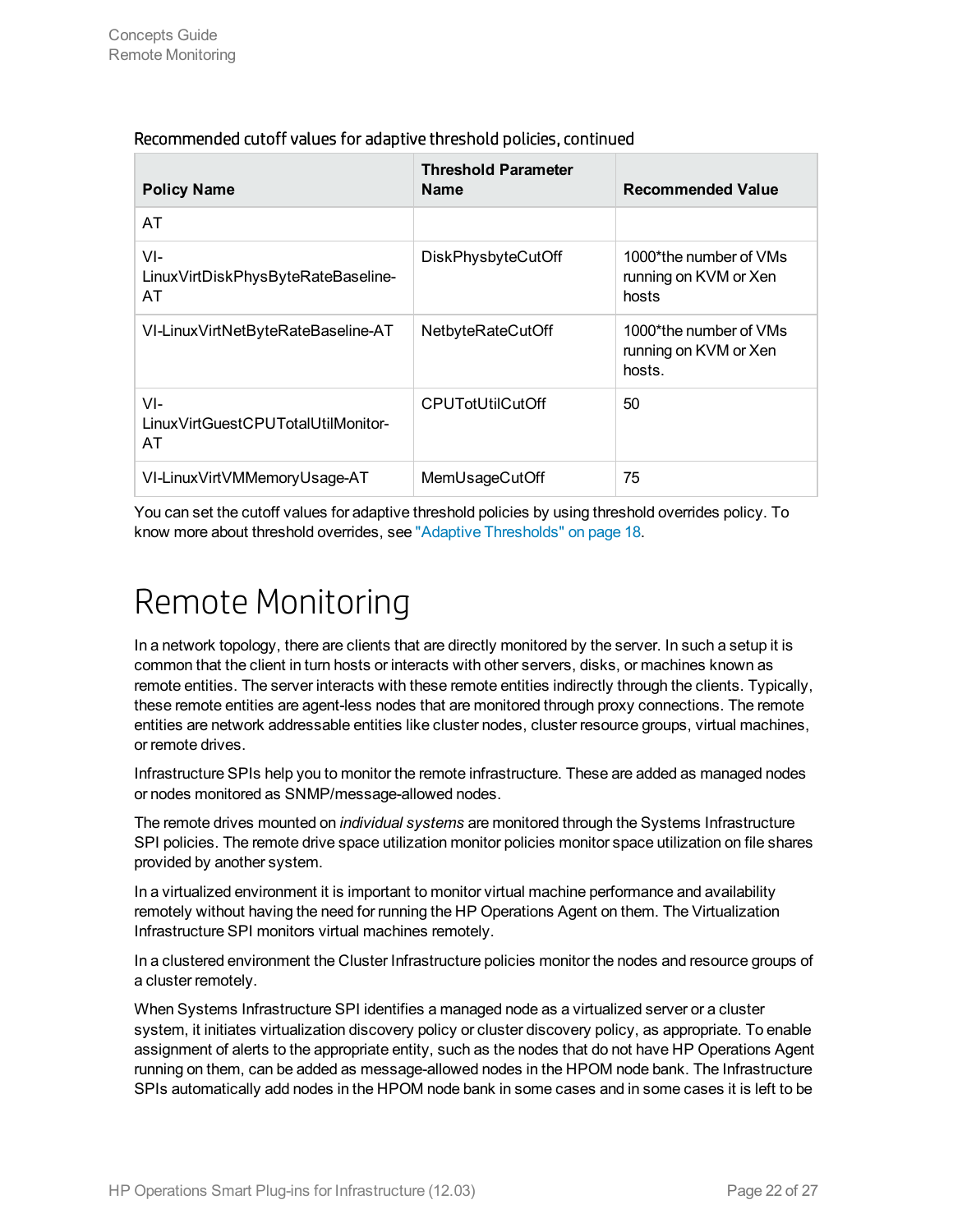Recommended cutoff values for adaptive threshold policies, continued

| Policy Name | Threshold Parameter Name | Recommended Value |
|---|---|---|
| AT | | |
| VI-LinuxVirtDiskPhysByteRateBaseline-AT | DiskPhysbyteCutOff | 1000*the number of VMs running on KVM or Xen hosts |
| VI-LinuxVirtNetByteRateBaseline-AT | NetbyteRateCutOff | 1000*the number of VMs running on KVM or Xen hosts. |
| VI-LinuxVirtGuestCPUTotalUtilMonitor-AT | CPUTotUtilCutOff | 50 |
| VI-LinuxVirtVMMemoryUsage-AT | MemUsageCutOff | 75 |

You can set the cutoff values for adaptive threshold policies by using threshold overrides policy. To know more about threshold overrides, see "Adaptive Thresholds" on page 18.

# Remote Monitoring

In a network topology, there are clients that are directly monitored by the server. In such a setup it is common that the client in turn hosts or interacts with other servers, disks, or machines known as remote entities. The server interacts with these remote entities indirectly through the clients. Typically, these remote entities are agent-less nodes that are monitored through proxy connections. The remote entities are network addressable entities like cluster nodes, cluster resource groups, virtual machines, or remote drives.

Infrastructure SPIs help you to monitor the remote infrastructure. These are added as managed nodes or nodes monitored as SNMP/message-allowed nodes.

The remote drives mounted on *individual systems* are monitored through the Systems Infrastructure SPI policies. The remote drive space utilization monitor policies monitor space utilization on file shares provided by another system.

In a virtualized environment it is important to monitor virtual machine performance and availability remotely without having the need for running the HP Operations Agent on them. The Virtualization Infrastructure SPI monitors virtual machines remotely.

In a clustered environment the Cluster Infrastructure policies monitor the nodes and resource groups of a cluster remotely.

When Systems Infrastructure SPI identifies a managed node as a virtualized server or a cluster system, it initiates virtualization discovery policy or cluster discovery policy, as appropriate. To enable assignment of alerts to the appropriate entity, such as the nodes that do not have HP Operations Agent running on them, can be added as message-allowed nodes in the HPOM node bank. The Infrastructure SPIs automatically add nodes in the HPOM node bank in some cases and in some cases it is left to be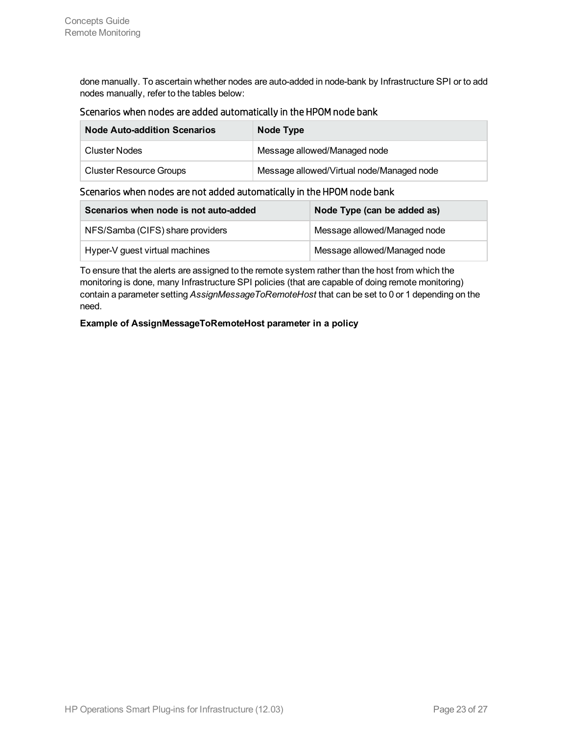done manually. To ascertain whether nodes are auto-added in node-bank by Infrastructure SPI or to add nodes manually, refer to the tables below:

### Scenarios when nodes are added automatically in the HPOM node bank

| Node Auto-addition Scenarios | Node Type |
| --- | --- |
| Cluster Nodes | Message allowed/Managed node |
| Cluster Resource Groups | Message allowed/Virtual node/Managed node |

### Scenarios when nodes are not added automatically in the HPOM node bank

| Scenarios when node is not auto-added | Node Type (can be added as) |
| --- | --- |
| NFS/Samba (CIFS) share providers | Message allowed/Managed node |
| Hyper-V guest virtual machines | Message allowed/Managed node |

To ensure that the alerts are assigned to the remote system rather than the host from which the monitoring is done, many Infrastructure SPI policies (that are capable of doing remote monitoring) contain a parameter setting *AssignMessageToRemoteHost* that can be set to 0 or 1 depending on the need.

**Example of AssignMessageToRemoteHost parameter in a policy**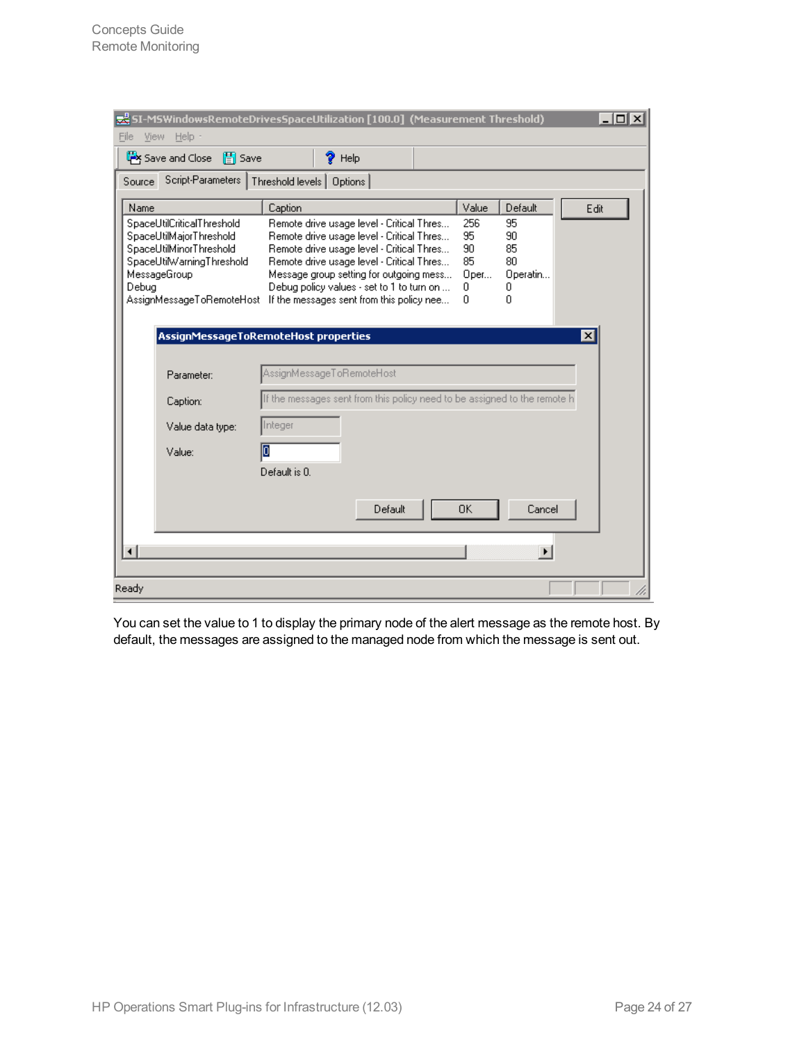You can set the value to 1 to display the primary node of the alert message as the remote host. By default, the messages are assigned to the managed node from which the message is sent out.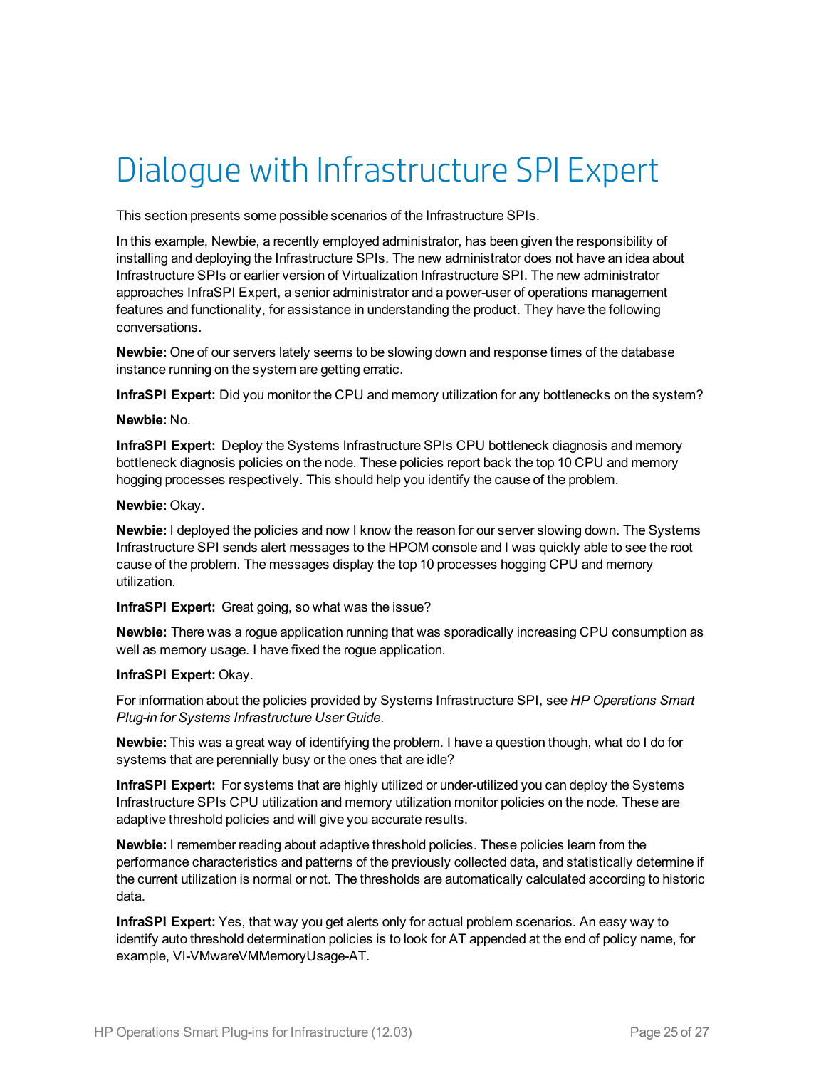# Dialogue with Infrastructure SPI Expert

This section presents some possible scenarios of the Infrastructure SPIs.

In this example, Newbie, a recently employed administrator, has been given the responsibility of installing and deploying the Infrastructure SPIs. The new administrator does not have an idea about Infrastructure SPIs or earlier version of Virtualization Infrastructure SPI. The new administrator approaches InfraSPI Expert, a senior administrator and a power-user of operations management features and functionality, for assistance in understanding the product. They have the following conversations.

**Newbie:** One of our servers lately seems to be slowing down and response times of the database instance running on the system are getting erratic.

**InfraSPI Expert:** Did you monitor the CPU and memory utilization for any bottlenecks on the system?

**Newbie:** No.

**InfraSPI Expert:** Deploy the Systems Infrastructure SPIs CPU bottleneck diagnosis and memory bottleneck diagnosis policies on the node. These policies report back the top 10 CPU and memory hogging processes respectively. This should help you identify the cause of the problem.

**Newbie:** Okay.

**Newbie:** I deployed the policies and now I know the reason for our server slowing down. The Systems Infrastructure SPI sends alert messages to the HPOM console and I was quickly able to see the root cause of the problem. The messages display the top 10 processes hogging CPU and memory utilization.

**InfraSPI Expert:** Great going, so what was the issue?

**Newbie:** There was a rogue application running that was sporadically increasing CPU consumption as well as memory usage. I have fixed the rogue application.

**InfraSPI Expert:** Okay.

For information about the policies provided by Systems Infrastructure SPI, see *HP Operations Smart Plug-in for Systems Infrastructure User Guide*.

**Newbie:** This was a great way of identifying the problem. I have a question though, what do I do for systems that are perennially busy or the ones that are idle?

**InfraSPI Expert:** For systems that are highly utilized or under-utilized you can deploy the Systems Infrastructure SPIs CPU utilization and memory utilization monitor policies on the node. These are adaptive threshold policies and will give you accurate results.

**Newbie:** I remember reading about adaptive threshold policies. These policies learn from the performance characteristics and patterns of the previously collected data, and statistically determine if the current utilization is normal or not. The thresholds are automatically calculated according to historic data.

**InfraSPI Expert:** Yes, that way you get alerts only for actual problem scenarios. An easy way to identify auto threshold determination policies is to look for AT appended at the end of policy name, for example, VI-VMwareVMMemoryUsage-AT.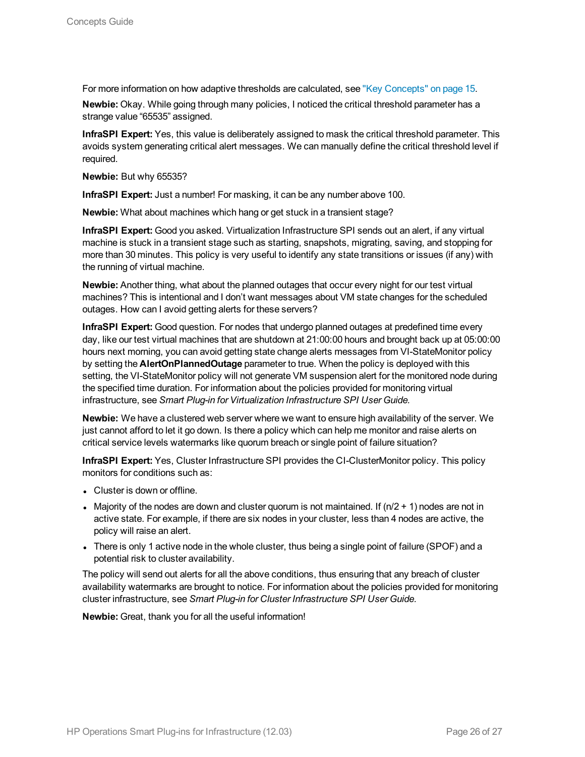For more information on how adaptive thresholds are calculated, see "Key Concepts" on page 15.

**Newbie:** Okay. While going through many policies, I noticed the critical threshold parameter has a strange value "65535" assigned.

**InfraSPI Expert:** Yes, this value is deliberately assigned to mask the critical threshold parameter. This avoids system generating critical alert messages. We can manually define the critical threshold level if required.

**Newbie:** But why 65535?

**InfraSPI Expert:** Just a number! For masking, it can be any number above 100.

**Newbie:** What about machines which hang or get stuck in a transient stage?

**InfraSPI Expert:** Good you asked. Virtualization Infrastructure SPI sends out an alert, if any virtual machine is stuck in a transient stage such as starting, snapshots, migrating, saving, and stopping for more than 30 minutes. This policy is very useful to identify any state transitions or issues (if any) with the running of virtual machine.

**Newbie:** Another thing, what about the planned outages that occur every night for our test virtual machines? This is intentional and I don't want messages about VM state changes for the scheduled outages. How can I avoid getting alerts for these servers?

**InfraSPI Expert:** Good question. For nodes that undergo planned outages at predefined time every day, like our test virtual machines that are shutdown at 21:00:00 hours and brought back up at 05:00:00 hours next morning, you can avoid getting state change alerts messages from VI-StateMonitor policy by setting the **AlertOnPlannedOutage** parameter to true. When the policy is deployed with this setting, the VI-StateMonitor policy will not generate VM suspension alert for the monitored node during the specified time duration. For information about the policies provided for monitoring virtual infrastructure, see *Smart Plug-in for Virtualization Infrastructure SPI User Guide.*

**Newbie:** We have a clustered web server where we want to ensure high availability of the server. We just cannot afford to let it go down. Is there a policy which can help me monitor and raise alerts on critical service levels watermarks like quorum breach or single point of failure situation?

**InfraSPI Expert:** Yes, Cluster Infrastructure SPI provides the CI-ClusterMonitor policy. This policy monitors for conditions such as:

- Cluster is down or offline.
- Majority of the nodes are down and cluster quorum is not maintained. If $(n/2 + 1)$ nodes are not in active state. For example, if there are six nodes in your cluster, less than 4 nodes are active, the policy will raise an alert.
- There is only 1 active node in the whole cluster, thus being a single point of failure (SPOF) and a potential risk to cluster availability.

The policy will send out alerts for all the above conditions, thus ensuring that any breach of cluster availability watermarks are brought to notice. For information about the policies provided for monitoring cluster infrastructure, see *Smart Plug-in for Cluster Infrastructure SPI User Guide.*

**Newbie:** Great, thank you for all the useful information!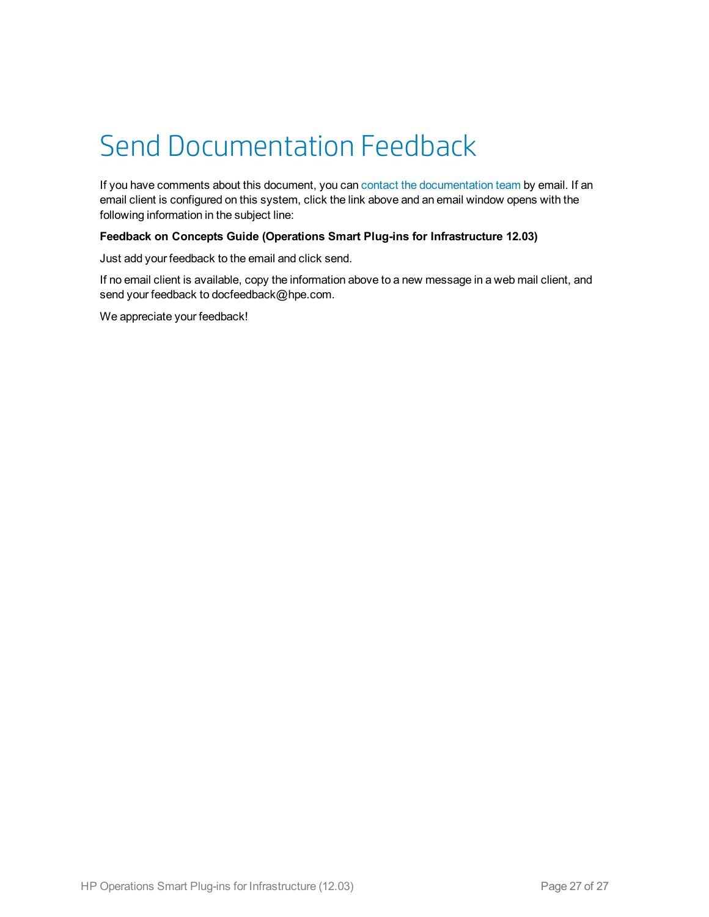# Send Documentation Feedback

If you have comments about this document, you can contact the documentation team by email. If an email client is configured on this system, click the link above and an email window opens with the following information in the subject line:

**Feedback on Concepts Guide (Operations Smart Plug-ins for Infrastructure 12.03)**

Just add your feedback to the email and click send.

If no email client is available, copy the information above to a new message in a web mail client, and send your feedback to docfeedback@hpe.com.

We appreciate your feedback!